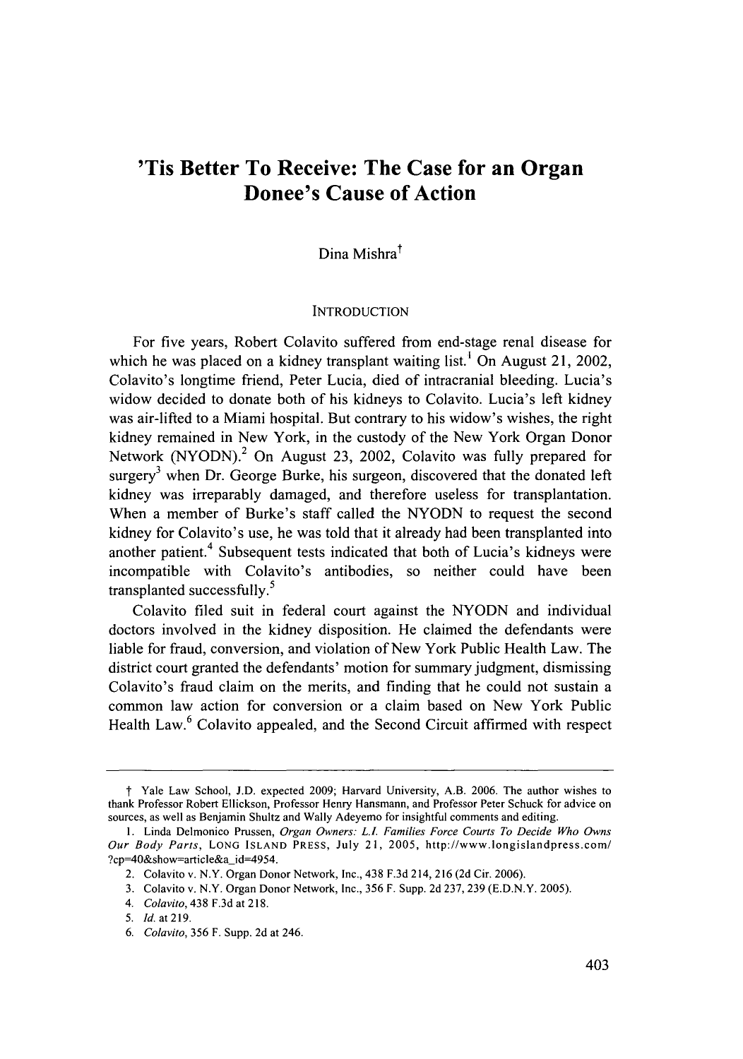# 'Tis Better To Receive: The Case for an Organ Donee's Cause of Action

Dina Mishra†

## INTRODUCTION

For five years, Robert Colavito suffered from end-stage renal disease for which he was placed on a kidney transplant waiting list.[1] On August 21, 2002, Colavito's longtime friend, Peter Lucia, died of intracranial bleeding. Lucia's widow decided to donate both of his kidneys to Colavito. Lucia's left kidney was air-lifted to a Miami hospital. But contrary to his widow's wishes, the right kidney remained in New York, in the custody of the New York Organ Donor Network (NYODN).[2] On August 23, 2002, Colavito was fully prepared for surgery[3] when Dr. George Burke, his surgeon, discovered that the donated left kidney was irreparably damaged, and therefore useless for transplantation. When a member of Burke's staff called the NYODN to request the second kidney for Colavito's use, he was told that it already had been transplanted into another patient.[4] Subsequent tests indicated that both of Lucia's kidneys were incompatible with Colavito's antibodies, so neither could have been transplanted successfully.[5]

Colavito filed suit in federal court against the NYODN and individual doctors involved in the kidney disposition. He claimed the defendants were liable for fraud, conversion, and violation of New York Public Health Law. The district court granted the defendants' motion for summary judgment, dismissing Colavito's fraud claim on the merits, and finding that he could not sustain a common law action for conversion or a claim based on New York Public Health Law.[6] Colavito appealed, and the Second Circuit affirmed with respect

---

† Yale Law School, J.D. expected 2009; Harvard University, A.B. 2006. The author wishes to thank Professor Robert Ellickson, Professor Henry Hansmann, and Professor Peter Schuck for advice on sources, as well as Benjamin Shultz and Wally Adeyemo for insightful comments and editing.

1. Linda Delmonico Prussen, *Organ Owners: L.I. Families Force Courts To Decide Who Owns Our Body Parts*, LONG ISLAND PRESS, July 21, 2005, http://www.longislandpress.com/?cp=40&show=article&a_id=4954.

2. Colavito v. N.Y. Organ Donor Network, Inc., 438 F.3d 214, 216 (2d Cir. 2006).

3. Colavito v. N.Y. Organ Donor Network, Inc., 356 F. Supp. 2d 237, 239 (E.D.N.Y. 2005).

4. *Colavito*, 438 F.3d at 218.

5. *Id.* at 219.

6. *Colavito*, 356 F. Supp. 2d at 246.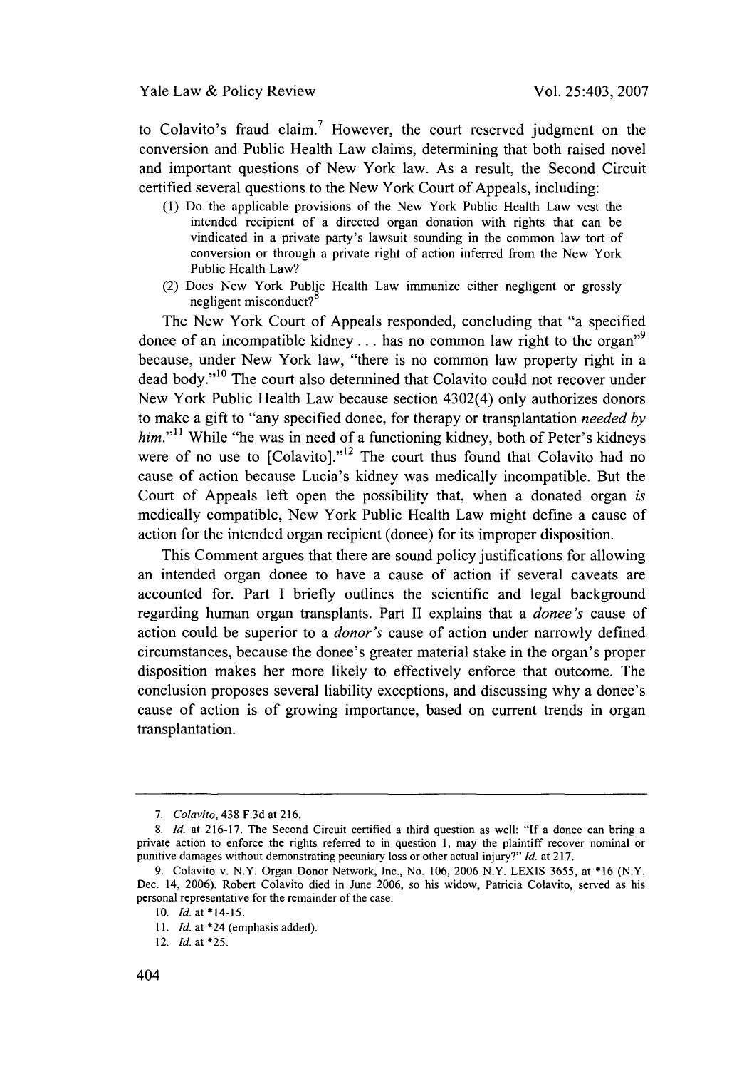to Colavito's fraud claim.[7] However, the court reserved judgment on the conversion and Public Health Law claims, determining that both raised novel and important questions of New York law. As a result, the Second Circuit certified several questions to the New York Court of Appeals, including:

> (1) Do the applicable provisions of the New York Public Health Law vest the intended recipient of a directed organ donation with rights that can be vindicated in a private party's lawsuit sounding in the common law tort of conversion or through a private right of action inferred from the New York Public Health Law?
>
> (2) Does New York Public Health Law immunize either negligent or grossly negligent misconduct?[8]

The New York Court of Appeals responded, concluding that "a specified donee of an incompatible kidney . . . has no common law right to the organ"[9] because, under New York law, "there is no common law property right in a dead body."[10] The court also determined that Colavito could not recover under New York Public Health Law because section 4302(4) only authorizes donors to make a gift to "any specified donee, for therapy or transplantation *needed by him*."[11] While "he was in need of a functioning kidney, both of Peter's kidneys were of no use to [Colavito]."[12] The court thus found that Colavito had no cause of action because Lucia's kidney was medically incompatible. But the Court of Appeals left open the possibility that, when a donated organ *is* medically compatible, New York Public Health Law might define a cause of action for the intended organ recipient (donee) for its improper disposition.

This Comment argues that there are sound policy justifications for allowing an intended organ donee to have a cause of action if several caveats are accounted for. Part I briefly outlines the scientific and legal background regarding human organ transplants. Part II explains that a *donee's* cause of action could be superior to a *donor's* cause of action under narrowly defined circumstances, because the donee's greater material stake in the organ's proper disposition makes her more likely to effectively enforce that outcome. The conclusion proposes several liability exceptions, and discussing why a donee's cause of action is of growing importance, based on current trends in organ transplantation.

---

7. *Colavito*, 438 F.3d at 216.

8. *Id.* at 216-17. The Second Circuit certified a third question as well: "If a donee can bring a private action to enforce the rights referred to in question 1, may the plaintiff recover nominal or punitive damages without demonstrating pecuniary loss or other actual injury?" *Id.* at 217.

9. Colavito v. N.Y. Organ Donor Network, Inc., No. 106, 2006 N.Y. LEXIS 3655, at *16 (N.Y. Dec. 14, 2006). Robert Colavito died in June 2006, so his widow, Patricia Colavito, served as his personal representative for the remainder of the case.

10. *Id.* at *14-15.

11. *Id.* at *24 (emphasis added).

12. *Id.* at *25.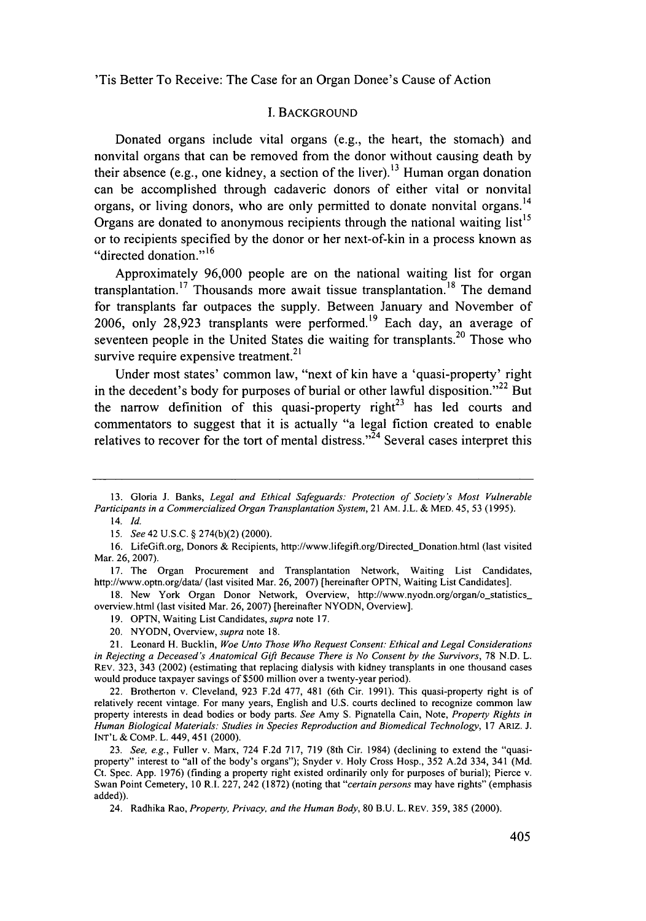## I. BACKGROUND

Donated organs include vital organs (e.g., the heart, the stomach) and nonvital organs that can be removed from the donor without causing death by their absence (e.g., one kidney, a section of the liver).[13] Human organ donation can be accomplished through cadaveric donors of either vital or nonvital organs, or living donors, who are only permitted to donate nonvital organs.[14] Organs are donated to anonymous recipients through the national waiting list[15] or to recipients specified by the donor or her next-of-kin in a process known as "directed donation."[16]

Approximately 96,000 people are on the national waiting list for organ transplantation.[17] Thousands more await tissue transplantation.[18] The demand for transplants far outpaces the supply. Between January and November of 2006, only 28,923 transplants were performed.[19] Each day, an average of seventeen people in the United States die waiting for transplants.[20] Those who survive require expensive treatment.[21]

Under most states' common law, "next of kin have a 'quasi-property' right in the decedent's body for purposes of burial or other lawful disposition."[22] But the narrow definition of this quasi-property right[23] has led courts and commentators to suggest that it is actually "a legal fiction created to enable relatives to recover for the tort of mental distress."[24] Several cases interpret this

---

13. Gloria J. Banks, *Legal and Ethical Safeguards: Protection of Society's Most Vulnerable Participants in a Commercialized Organ Transplantation System*, 21 AM. J.L. & MED. 45, 53 (1995).

14. *Id.*

15. *See* 42 U.S.C. § 274(b)(2) (2000).

16. LifeGift.org, Donors & Recipients, http://www.lifegift.org/Directed_Donation.html (last visited Mar. 26, 2007).

17. The Organ Procurement and Transplantation Network, Waiting List Candidates, http://www.optn.org/data/ (last visited Mar. 26, 2007) [hereinafter OPTN, Waiting List Candidates].

18. New York Organ Donor Network, Overview, http://www.nyodn.org/organ/o_statistics_overview.html (last visited Mar. 26, 2007) [hereinafter NYODN, Overview].

19. OPTN, Waiting List Candidates, *supra* note 17.

20. NYODN, Overview, *supra* note 18.

21. Leonard H. Bucklin, *Woe Unto Those Who Request Consent: Ethical and Legal Considerations in Rejecting a Deceased's Anatomical Gift Because There is No Consent by the Survivors*, 78 N.D. L. REV. 323, 343 (2002) (estimating that replacing dialysis with kidney transplants in one thousand cases would produce taxpayer savings of $500 million over a twenty-year period).

22. Brotherton v. Cleveland, 923 F.2d 477, 481 (6th Cir. 1991). This quasi-property right is of relatively recent vintage. For many years, English and U.S. courts declined to recognize common law property interests in dead bodies or body parts. *See* Amy S. Pignatella Cain, Note, *Property Rights in Human Biological Materials: Studies in Species Reproduction and Biomedical Technology*, 17 ARIZ. J. INT'L & COMP. L. 449, 451 (2000).

23. *See, e.g.*, Fuller v. Marx, 724 F.2d 717, 719 (8th Cir. 1984) (declining to extend the "quasi-property" interest to "all of the body's organs"); Snyder v. Holy Cross Hosp., 352 A.2d 334, 341 (Md. Ct. Spec. App. 1976) (finding a property right existed ordinarily only for purposes of burial); Pierce v. Swan Point Cemetery, 10 R.I. 227, 242 (1872) (noting that "*certain persons* may have rights" (emphasis added)).

24. Radhika Rao, *Property, Privacy, and the Human Body*, 80 B.U. L. REV. 359, 385 (2000).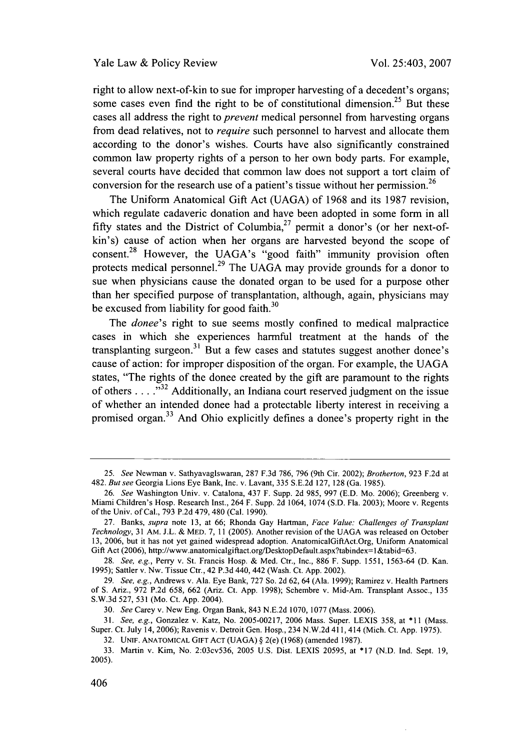right to allow next-of-kin to sue for improper harvesting of a decedent's organs; some cases even find the right to be of constitutional dimension.[25] But these cases all address the right to *prevent* medical personnel from harvesting organs from dead relatives, not to *require* such personnel to harvest and allocate them according to the donor's wishes. Courts have also significantly constrained common law property rights of a person to her own body parts. For example, several courts have decided that common law does not support a tort claim of conversion for the research use of a patient's tissue without her permission.[26]

The Uniform Anatomical Gift Act (UAGA) of 1968 and its 1987 revision, which regulate cadaveric donation and have been adopted in some form in all fifty states and the District of Columbia,[27] permit a donor's (or her next-of-kin's) cause of action when her organs are harvested beyond the scope of consent.[28] However, the UAGA's "good faith" immunity provision often protects medical personnel.[29] The UAGA may provide grounds for a donor to sue when physicians cause the donated organ to be used for a purpose other than her specified purpose of transplantation, although, again, physicians may be excused from liability for good faith.[30]

The *donee*'s right to sue seems mostly confined to medical malpractice cases in which she experiences harmful treatment at the hands of the transplanting surgeon.[31] But a few cases and statutes suggest another donee's cause of action: for improper disposition of the organ. For example, the UAGA states, "The rights of the donee created by the gift are paramount to the rights of others . . . ."[32] Additionally, an Indiana court reserved judgment on the issue of whether an intended donee had a protectable liberty interest in receiving a promised organ.[33] And Ohio explicitly defines a donee's property right in the

---

25. *See* Newman v. Sathyavaglswaran, 287 F.3d 786, 796 (9th Cir. 2002); *Brotherton*, 923 F.2d at 482. *But see* Georgia Lions Eye Bank, Inc. v. Lavant, 335 S.E.2d 127, 128 (Ga. 1985).

26. *See* Washington Univ. v. Catalona, 437 F. Supp. 2d 985, 997 (E.D. Mo. 2006); Greenberg v. Miami Children's Hosp. Research Inst., 264 F. Supp. 2d 1064, 1074 (S.D. Fla. 2003); Moore v. Regents of the Univ. of Cal., 793 P.2d 479, 480 (Cal. 1990).

27. Banks, *supra* note 13, at 66; Rhonda Gay Hartman, *Face Value: Challenges of Transplant Technology*, 31 AM. J.L. & MED. 7, 11 (2005). Another revision of the UAGA was released on October 13, 2006, but it has not yet gained widespread adoption. AnatomicalGiftAct.Org, Uniform Anatomical Gift Act (2006), http://www.anatomicalgiftact.org/DesktopDefault.aspx?tabindex=1&tabid=63.

28. *See, e.g.*, Perry v. St. Francis Hosp. & Med. Ctr., Inc., 886 F. Supp. 1551, 1563-64 (D. Kan. 1995); Sattler v. Nw. Tissue Ctr., 42 P.3d 440, 442 (Wash. Ct. App. 2002).

29. *See, e.g.*, Andrews v. Ala. Eye Bank, 727 So. 2d 62, 64 (Ala. 1999); Ramirez v. Health Partners of S. Ariz., 972 P.2d 658, 662 (Ariz. Ct. App. 1998); Schembre v. Mid-Am. Transplant Assoc., 135 S.W.3d 527, 531 (Mo. Ct. App. 2004).

30. *See* Carey v. New Eng. Organ Bank, 843 N.E.2d 1070, 1077 (Mass. 2006).

31. *See, e.g.*, Gonzalez v. Katz, No. 2005-00217, 2006 Mass. Super. LEXIS 358, at \*11 (Mass. Super. Ct. July 14, 2006); Ravenis v. Detroit Gen. Hosp., 234 N.W.2d 411, 414 (Mich. Ct. App. 1975).

32. UNIF. ANATOMICAL GIFT ACT (UAGA) § 2(e) (1968) (amended 1987).

33. Martin v. Kim, No. 2:03cv536, 2005 U.S. Dist. LEXIS 20595, at \*17 (N.D. Ind. Sept. 19, 2005).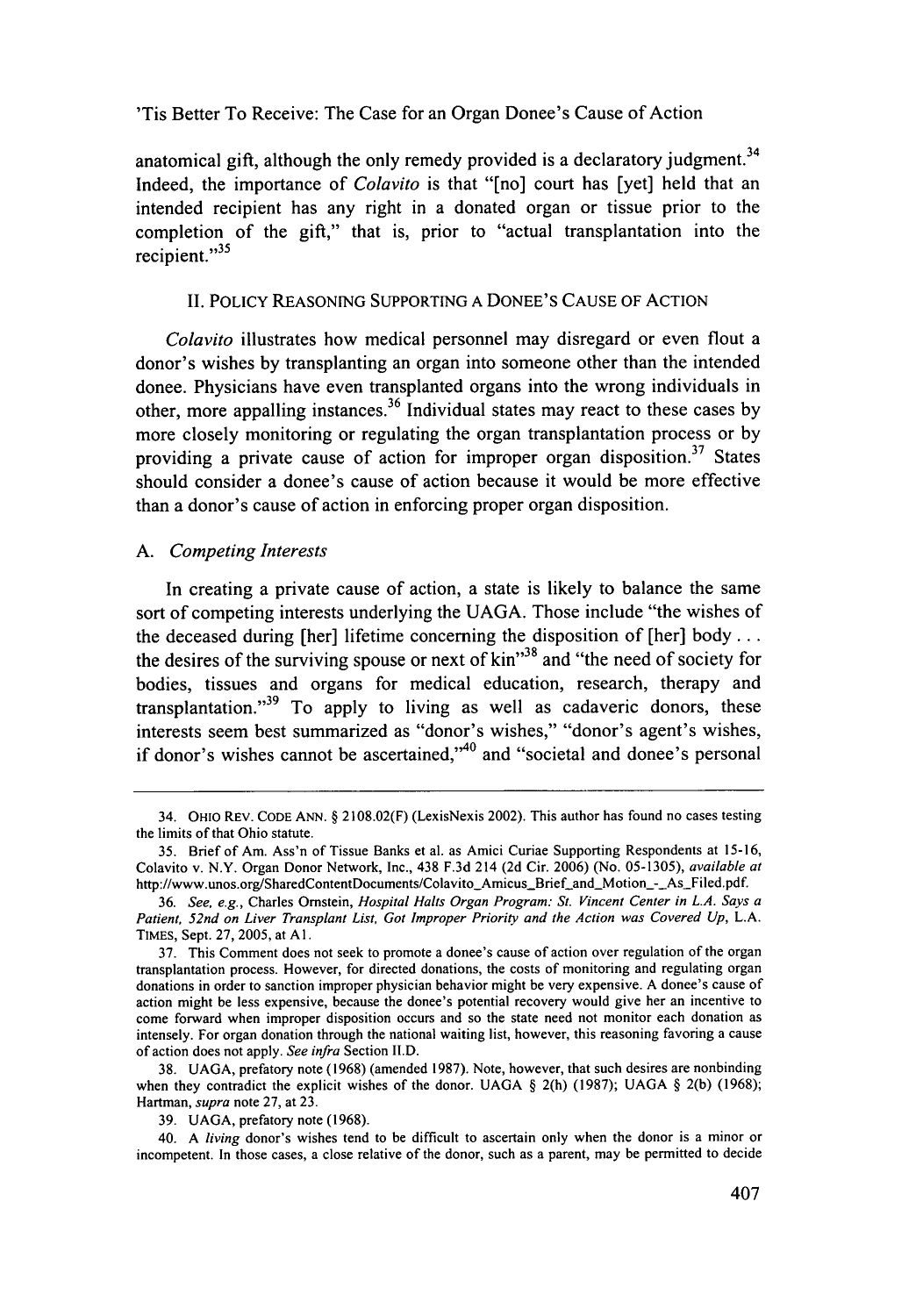anatomical gift, although the only remedy provided is a declaratory judgment.[34] Indeed, the importance of *Colavito* is that "[no] court has [yet] held that an intended recipient has any right in a donated organ or tissue prior to the completion of the gift," that is, prior to "actual transplantation into the recipient."[35]

## II. POLICY REASONING SUPPORTING A DONEE'S CAUSE OF ACTION

*Colavito* illustrates how medical personnel may disregard or even flout a donor's wishes by transplanting an organ into someone other than the intended donee. Physicians have even transplanted organs into the wrong individuals in other, more appalling instances.[36] Individual states may react to these cases by more closely monitoring or regulating the organ transplantation process or by providing a private cause of action for improper organ disposition.[37] States should consider a donee's cause of action because it would be more effective than a donor's cause of action in enforcing proper organ disposition.

### A. *Competing Interests*

In creating a private cause of action, a state is likely to balance the same sort of competing interests underlying the UAGA. Those include "the wishes of the deceased during [her] lifetime concerning the disposition of [her] body . . . the desires of the surviving spouse or next of kin"[38] and "the need of society for bodies, tissues and organs for medical education, research, therapy and transplantation."[39] To apply to living as well as cadaveric donors, these interests seem best summarized as "donor's wishes," "donor's agent's wishes, if donor's wishes cannot be ascertained,"[40] and "societal and donee's personal

---

34. OHIO REV. CODE ANN. § 2108.02(F) (LexisNexis 2002). This author has found no cases testing the limits of that Ohio statute.

35. Brief of Am. Ass'n of Tissue Banks et al. as Amici Curiae Supporting Respondents at 15-16, Colavito v. N.Y. Organ Donor Network, Inc., 438 F.3d 214 (2d Cir. 2006) (No. 05-1305), *available at* http://www.unos.org/SharedContentDocuments/Colavito_Amicus_Brief_and_Motion_-_As_Filed.pdf.

36. *See, e.g.*, Charles Ornstein, *Hospital Halts Organ Program: St. Vincent Center in L.A. Says a Patient, 52nd on Liver Transplant List, Got Improper Priority and the Action was Covered Up*, L.A. TIMES, Sept. 27, 2005, at A1.

37. This Comment does not seek to promote a donee's cause of action over regulation of the organ transplantation process. However, for directed donations, the costs of monitoring and regulating organ donations in order to sanction improper physician behavior might be very expensive. A donee's cause of action might be less expensive, because the donee's potential recovery would give her an incentive to come forward when improper disposition occurs and so the state need not monitor each donation as intensely. For organ donation through the national waiting list, however, this reasoning favoring a cause of action does not apply. *See infra* Section II.D.

38. UAGA, prefatory note (1968) (amended 1987). Note, however, that such desires are nonbinding when they contradict the explicit wishes of the donor. UAGA § 2(h) (1987); UAGA § 2(b) (1968); Hartman, *supra* note 27, at 23.

39. UAGA, prefatory note (1968).

40. A *living* donor's wishes tend to be difficult to ascertain only when the donor is a minor or incompetent. In those cases, a close relative of the donor, such as a parent, may be permitted to decide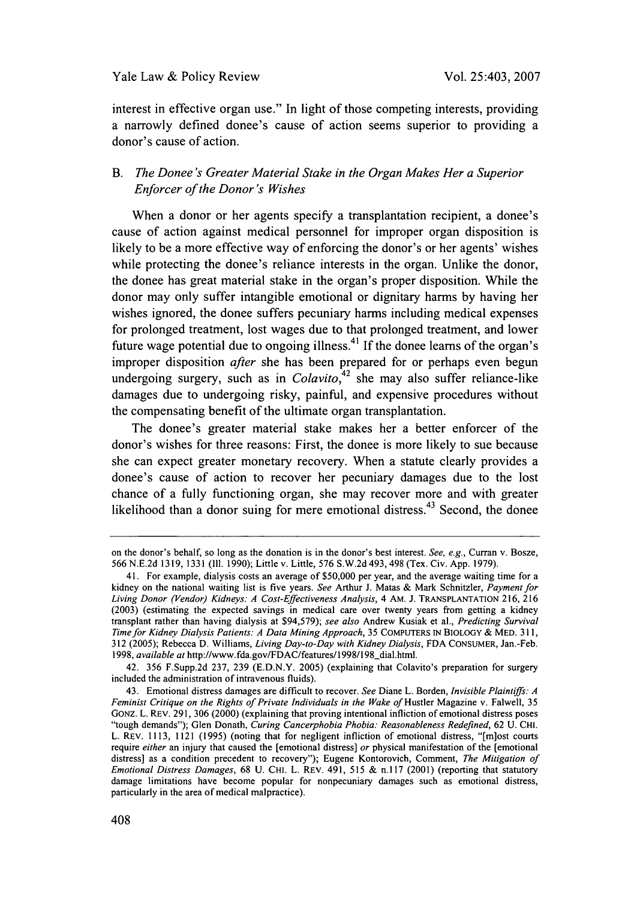interest in effective organ use." In light of those competing interests, providing a narrowly defined donee's cause of action seems superior to providing a donor's cause of action.

### B. *The Donee's Greater Material Stake in the Organ Makes Her a Superior Enforcer of the Donor's Wishes*

When a donor or her agents specify a transplantation recipient, a donee's cause of action against medical personnel for improper organ disposition is likely to be a more effective way of enforcing the donor's or her agents' wishes while protecting the donee's reliance interests in the organ. Unlike the donor, the donee has great material stake in the organ's proper disposition. While the donor may only suffer intangible emotional or dignitary harms by having her wishes ignored, the donee suffers pecuniary harms including medical expenses for prolonged treatment, lost wages due to that prolonged treatment, and lower future wage potential due to ongoing illness.[41] If the donee learns of the organ's improper disposition *after* she has been prepared for or perhaps even begun undergoing surgery, such as in *Colavito*,[42] she may also suffer reliance-like damages due to undergoing risky, painful, and expensive procedures without the compensating benefit of the ultimate organ transplantation.

The donee's greater material stake makes her a better enforcer of the donor's wishes for three reasons: First, the donee is more likely to sue because she can expect greater monetary recovery. When a statute clearly provides a donee's cause of action to recover her pecuniary damages due to the lost chance of a fully functioning organ, she may recover more and with greater likelihood than a donor suing for mere emotional distress.[43] Second, the donee

---

on the donor's behalf, so long as the donation is in the donor's best interest. *See, e.g.*, Curran v. Bosze, 566 N.E.2d 1319, 1331 (Ill. 1990); Little v. Little, 576 S.W.2d 493, 498 (Tex. Civ. App. 1979).

41. For example, dialysis costs an average of $50,000 per year, and the average waiting time for a kidney on the national waiting list is five years. *See* Arthur J. Matas & Mark Schnitzler, *Payment for Living Donor (Vendor) Kidneys: A Cost-Effectiveness Analysis*, 4 AM. J. TRANSPLANTATION 216, 216 (2003) (estimating the expected savings in medical care over twenty years from getting a kidney transplant rather than having dialysis at $94,579); *see also* Andrew Kusiak et al., *Predicting Survival Time for Kidney Dialysis Patients: A Data Mining Approach*, 35 COMPUTERS IN BIOLOGY & MED. 311, 312 (2005); Rebecca D. Williams, *Living Day-to-Day with Kidney Dialysis*, FDA CONSUMER, Jan.-Feb. 1998, *available at* http://www.fda.gov/FDAC/features/1998/198_dial.html.

42. 356 F.Supp.2d 237, 239 (E.D.N.Y. 2005) (explaining that Colavito's preparation for surgery included the administration of intravenous fluids).

43. Emotional distress damages are difficult to recover. *See* Diane L. Borden, *Invisible Plaintiffs: A Feminist Critique on the Rights of Private Individuals in the Wake of* Hustler Magazine v. Falwell, 35 GONZ. L. REV. 291, 306 (2000) (explaining that proving intentional infliction of emotional distress poses "tough demands"); Glen Donath, *Curing Cancerphobia Phobia: Reasonableness Redefined*, 62 U. CHI. L. REV. 1113, 1121 (1995) (noting that for negligent infliction of emotional distress, "[m]ost courts require *either* an injury that caused the [emotional distress] *or* physical manifestation of the [emotional distress] as a condition precedent to recovery"); Eugene Kontorovich, Comment, *The Mitigation of Emotional Distress Damages*, 68 U. CHI. L. REV. 491, 515 & n.117 (2001) (reporting that statutory damage limitations have become popular for nonpecuniary damages such as emotional distress, particularly in the area of medical malpractice).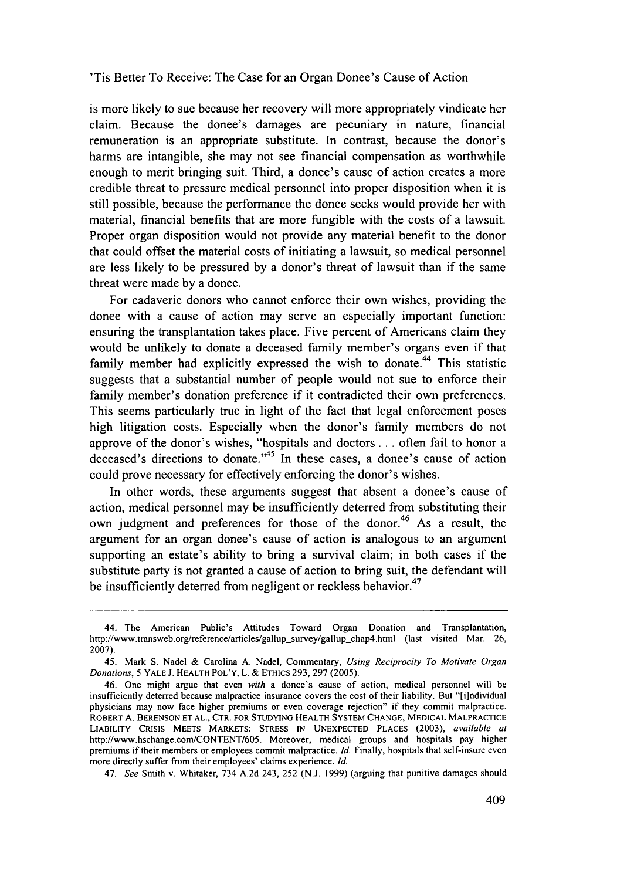is more likely to sue because her recovery will more appropriately vindicate her claim. Because the donee's damages are pecuniary in nature, financial remuneration is an appropriate substitute. In contrast, because the donor's harms are intangible, she may not see financial compensation as worthwhile enough to merit bringing suit. Third, a donee's cause of action creates a more credible threat to pressure medical personnel into proper disposition when it is still possible, because the performance the donee seeks would provide her with material, financial benefits that are more fungible with the costs of a lawsuit. Proper organ disposition would not provide any material benefit to the donor that could offset the material costs of initiating a lawsuit, so medical personnel are less likely to be pressured by a donor's threat of lawsuit than if the same threat were made by a donee.

For cadaveric donors who cannot enforce their own wishes, providing the donee with a cause of action may serve an especially important function: ensuring the transplantation takes place. Five percent of Americans claim they would be unlikely to donate a deceased family member's organs even if that family member had explicitly expressed the wish to donate.[44] This statistic suggests that a substantial number of people would not sue to enforce their family member's donation preference if it contradicted their own preferences. This seems particularly true in light of the fact that legal enforcement poses high litigation costs. Especially when the donor's family members do not approve of the donor's wishes, "hospitals and doctors . . . often fail to honor a deceased's directions to donate."[45] In these cases, a donee's cause of action could prove necessary for effectively enforcing the donor's wishes.

In other words, these arguments suggest that absent a donee's cause of action, medical personnel may be insufficiently deterred from substituting their own judgment and preferences for those of the donor.[46] As a result, the argument for an organ donee's cause of action is analogous to an argument supporting an estate's ability to bring a survival claim; in both cases if the substitute party is not granted a cause of action to bring suit, the defendant will be insufficiently deterred from negligent or reckless behavior.[47]

---

44. The American Public's Attitudes Toward Organ Donation and Transplantation, http://www.transweb.org/reference/articles/gallup_survey/gallup_chap4.html (last visited Mar. 26, 2007).

45. Mark S. Nadel & Carolina A. Nadel, Commentary, *Using Reciprocity To Motivate Organ Donations*, 5 YALE J. HEALTH POL'Y, L. & ETHICS 293, 297 (2005).

46. One might argue that even *with* a donee's cause of action, medical personnel will be insufficiently deterred because malpractice insurance covers the cost of their liability. But "[i]ndividual physicians may now face higher premiums or even coverage rejection" if they commit malpractice. ROBERT A. BERENSON ET AL., CTR. FOR STUDYING HEALTH SYSTEM CHANGE, MEDICAL MALPRACTICE LIABILITY CRISIS MEETS MARKETS: STRESS IN UNEXPECTED PLACES (2003), *available at* http://www.hschange.com/CONTENT/605. Moreover, medical groups and hospitals pay higher premiums if their members or employees commit malpractice. *Id.* Finally, hospitals that self-insure even more directly suffer from their employees' claims experience. *Id.*

47. *See* Smith v. Whitaker, 734 A.2d 243, 252 (N.J. 1999) (arguing that punitive damages should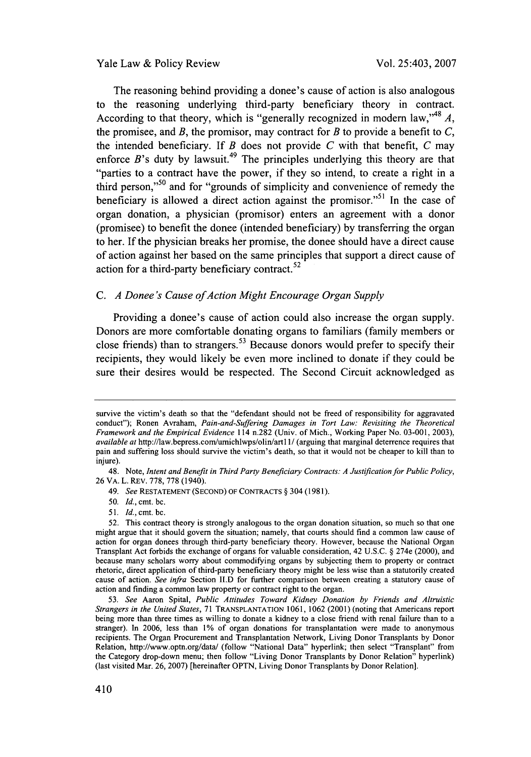The reasoning behind providing a donee's cause of action is also analogous to the reasoning underlying third-party beneficiary theory in contract. According to that theory, which is "generally recognized in modern law,"[48] *A*, the promisee, and *B*, the promisor, may contract for *B* to provide a benefit to *C*, the intended beneficiary. If *B* does not provide *C* with that benefit, *C* may enforce *B*'s duty by lawsuit.[49] The principles underlying this theory are that "parties to a contract have the power, if they so intend, to create a right in a third person,"[50] and for "grounds of simplicity and convenience of remedy the beneficiary is allowed a direct action against the promisor."[51] In the case of organ donation, a physician (promisor) enters an agreement with a donor (promisee) to benefit the donee (intended beneficiary) by transferring the organ to her. If the physician breaks her promise, the donee should have a direct cause of action against her based on the same principles that support a direct cause of action for a third-party beneficiary contract.[52]

### C. *A Donee's Cause of Action Might Encourage Organ Supply*

Providing a donee's cause of action could also increase the organ supply. Donors are more comfortable donating organs to familiars (family members or close friends) than to strangers.[53] Because donors would prefer to specify their recipients, they would likely be even more inclined to donate if they could be sure their desires would be respected. The Second Circuit acknowledged as

---

survive the victim's death so that the "defendant should not be freed of responsibility for aggravated conduct"); Ronen Avraham, *Pain-and-Suffering Damages in Tort Law: Revisiting the Theoretical Framework and the Empirical Evidence* 114 n.282 (Univ. of Mich., Working Paper No. 03-001, 2003), *available at* http://law.bepress.com/umichlwps/olin/art11/ (arguing that marginal deterrence requires that pain and suffering loss should survive the victim's death, so that it would not be cheaper to kill than to injure).

48. Note, *Intent and Benefit in Third Party Beneficiary Contracts: A Justification for Public Policy*, 26 VA. L. REV. 778, 778 (1940).

49. *See* RESTATEMENT (SECOND) OF CONTRACTS § 304 (1981).

50. *Id.*, cmt. bc.

51. *Id.*, cmt. bc.

52. This contract theory is strongly analogous to the organ donation situation, so much so that one might argue that it should govern the situation; namely, that courts should find a common law cause of action for organ donees through third-party beneficiary theory. However, because the National Organ Transplant Act forbids the exchange of organs for valuable consideration, 42 U.S.C. § 274e (2000), and because many scholars worry about commodifying organs by subjecting them to property or contract rhetoric, direct application of third-party beneficiary theory might be less wise than a statutorily created cause of action. *See infra* Section II.D for further comparison between creating a statutory cause of action and finding a common law property or contract right to the organ.

53. *See* Aaron Spital, *Public Attitudes Toward Kidney Donation by Friends and Altruistic Strangers in the United States*, 71 TRANSPLANTATION 1061, 1062 (2001) (noting that Americans report being more than three times as willing to donate a kidney to a close friend with renal failure than to a stranger). In 2006, less than 1% of organ donations for transplantation were made to anonymous recipients. The Organ Procurement and Transplantation Network, Living Donor Transplants by Donor Relation, http://www.optn.org/data/ (follow "National Data" hyperlink; then select "Transplant" from the Category drop-down menu; then follow "Living Donor Transplants by Donor Relation" hyperlink) (last visited Mar. 26, 2007) [hereinafter OPTN, Living Donor Transplants by Donor Relation].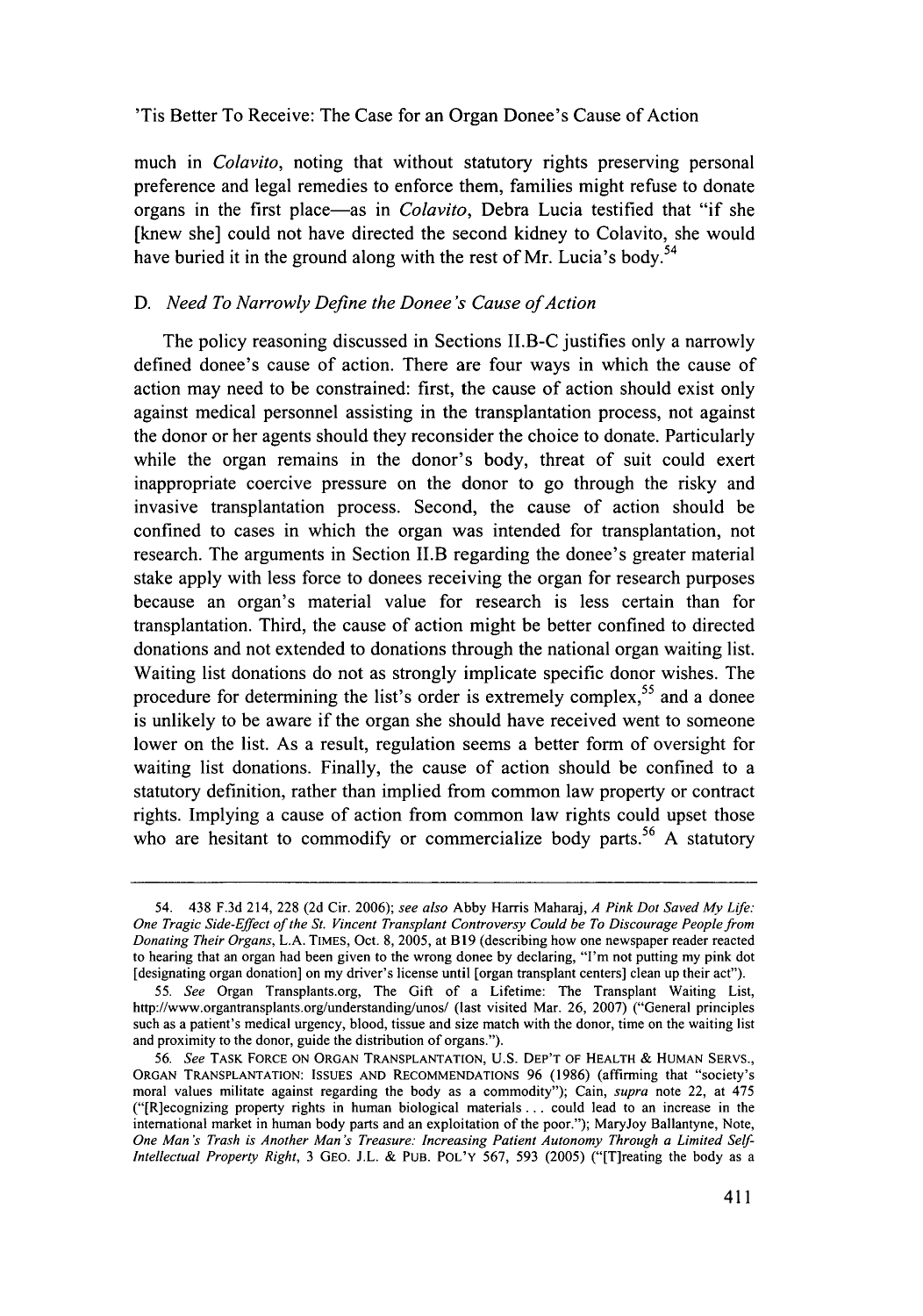much in *Colavito*, noting that without statutory rights preserving personal preference and legal remedies to enforce them, families might refuse to donate organs in the first place—as in *Colavito*, Debra Lucia testified that "if she [knew she] could not have directed the second kidney to Colavito, she would have buried it in the ground along with the rest of Mr. Lucia's body.[54]

### D. *Need To Narrowly Define the Donee's Cause of Action*

The policy reasoning discussed in Sections II.B-C justifies only a narrowly defined donee's cause of action. There are four ways in which the cause of action may need to be constrained: first, the cause of action should exist only against medical personnel assisting in the transplantation process, not against the donor or her agents should they reconsider the choice to donate. Particularly while the organ remains in the donor's body, threat of suit could exert inappropriate coercive pressure on the donor to go through the risky and invasive transplantation process. Second, the cause of action should be confined to cases in which the organ was intended for transplantation, not research. The arguments in Section II.B regarding the donee's greater material stake apply with less force to donees receiving the organ for research purposes because an organ's material value for research is less certain than for transplantation. Third, the cause of action might be better confined to directed donations and not extended to donations through the national organ waiting list. Waiting list donations do not as strongly implicate specific donor wishes. The procedure for determining the list's order is extremely complex,[55] and a donee is unlikely to be aware if the organ she should have received went to someone lower on the list. As a result, regulation seems a better form of oversight for waiting list donations. Finally, the cause of action should be confined to a statutory definition, rather than implied from common law property or contract rights. Implying a cause of action from common law rights could upset those who are hesitant to commodify or commercialize body parts.[56] A statutory

---

54. 438 F.3d 214, 228 (2d Cir. 2006); *see also* Abby Harris Maharaj, *A Pink Dot Saved My Life: One Tragic Side-Effect of the St. Vincent Transplant Controversy Could be To Discourage People from Donating Their Organs*, L.A. TIMES, Oct. 8, 2005, at B19 (describing how one newspaper reader reacted to hearing that an organ had been given to the wrong donee by declaring, "I'm not putting my pink dot [designating organ donation] on my driver's license until [organ transplant centers] clean up their act").

55. *See* Organ Transplants.org, The Gift of a Lifetime: The Transplant Waiting List, http://www.organtransplants.org/understanding/unos/ (last visited Mar. 26, 2007) ("General principles such as a patient's medical urgency, blood, tissue and size match with the donor, time on the waiting list and proximity to the donor, guide the distribution of organs.").

56. *See* TASK FORCE ON ORGAN TRANSPLANTATION, U.S. DEP'T OF HEALTH & HUMAN SERVS., ORGAN TRANSPLANTATION: ISSUES AND RECOMMENDATIONS 96 (1986) (affirming that "society's moral values militate against regarding the body as a commodity"); Cain, *supra* note 22, at 475 ("[R]ecognizing property rights in human biological materials . . . could lead to an increase in the international market in human body parts and an exploitation of the poor."); MaryJoy Ballantyne, Note, *One Man's Trash is Another Man's Treasure: Increasing Patient Autonomy Through a Limited Self-Intellectual Property Right*, 3 GEO. J.L. & PUB. POL'Y 567, 593 (2005) ("[T]reating the body as a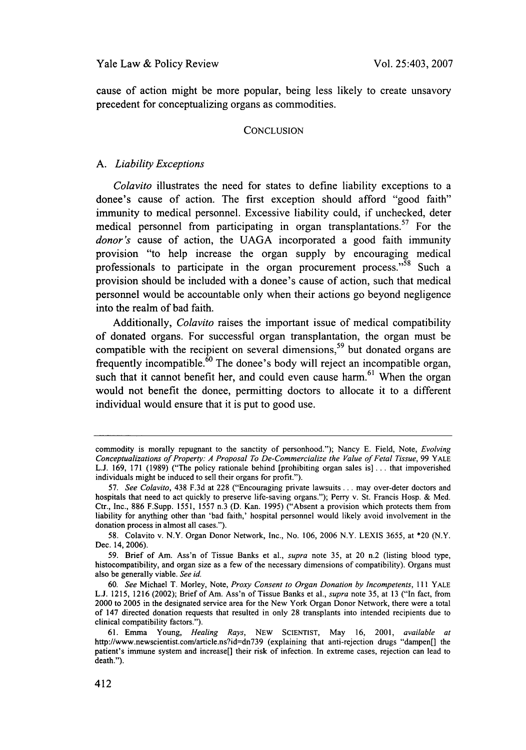cause of action might be more popular, being less likely to create unsavory precedent for conceptualizing organs as commodities.

## CONCLUSION

### A. *Liability Exceptions*

*Colavito* illustrates the need for states to define liability exceptions to a donee's cause of action. The first exception should afford "good faith" immunity to medical personnel. Excessive liability could, if unchecked, deter medical personnel from participating in organ transplantations.[57] For the *donor's* cause of action, the UAGA incorporated a good faith immunity provision "to help increase the organ supply by encouraging medical professionals to participate in the organ procurement process."[58] Such a provision should be included with a donee's cause of action, such that medical personnel would be accountable only when their actions go beyond negligence into the realm of bad faith.

Additionally, *Colavito* raises the important issue of medical compatibility of donated organs. For successful organ transplantation, the organ must be compatible with the recipient on several dimensions,[59] but donated organs are frequently incompatible.[60] The donee's body will reject an incompatible organ, such that it cannot benefit her, and could even cause harm.[61] When the organ would not benefit the donee, permitting doctors to allocate it to a different individual would ensure that it is put to good use.

---

commodity is morally repugnant to the sanctity of personhood."); Nancy E. Field, Note, *Evolving Conceptualizations of Property: A Proposal To De-Commercialize the Value of Fetal Tissue*, 99 YALE L.J. 169, 171 (1989) ("The policy rationale behind [prohibiting organ sales is] . . . that impoverished individuals might be induced to sell their organs for profit.").

57. *See Colavito*, 438 F.3d at 228 ("Encouraging private lawsuits . . . may over-deter doctors and hospitals that need to act quickly to preserve life-saving organs."); Perry v. St. Francis Hosp. & Med. Ctr., Inc., 886 F.Supp. 1551, 1557 n.3 (D. Kan. 1995) ("Absent a provision which protects them from liability for anything other than 'bad faith,' hospital personnel would likely avoid involvement in the donation process in almost all cases.").

58. Colavito v. N.Y. Organ Donor Network, Inc., No. 106, 2006 N.Y. LEXIS 3655, at *20 (N.Y. Dec. 14, 2006).

59. Brief of Am. Ass'n of Tissue Banks et al., *supra* note 35, at 20 n.2 (listing blood type, histocompatibility, and organ size as a few of the necessary dimensions of compatibility). Organs must also be generally viable. *See id.*

60. *See* Michael T. Morley, Note, *Proxy Consent to Organ Donation by Incompetents*, 111 YALE L.J. 1215, 1216 (2002); Brief of Am. Ass'n of Tissue Banks et al., *supra* note 35, at 13 ("In fact, from 2000 to 2005 in the designated service area for the New York Organ Donor Network, there were a total of 147 directed donation requests that resulted in only 28 transplants into intended recipients due to clinical compatibility factors.").

61. Emma Young, *Healing Rays*, NEW SCIENTIST, May 16, 2001, *available at* http://www.newscientist.com/article.ns?id=dn739 (explaining that anti-rejection drugs "dampen[] the patient's immune system and increase[] their risk of infection. In extreme cases, rejection can lead to death.").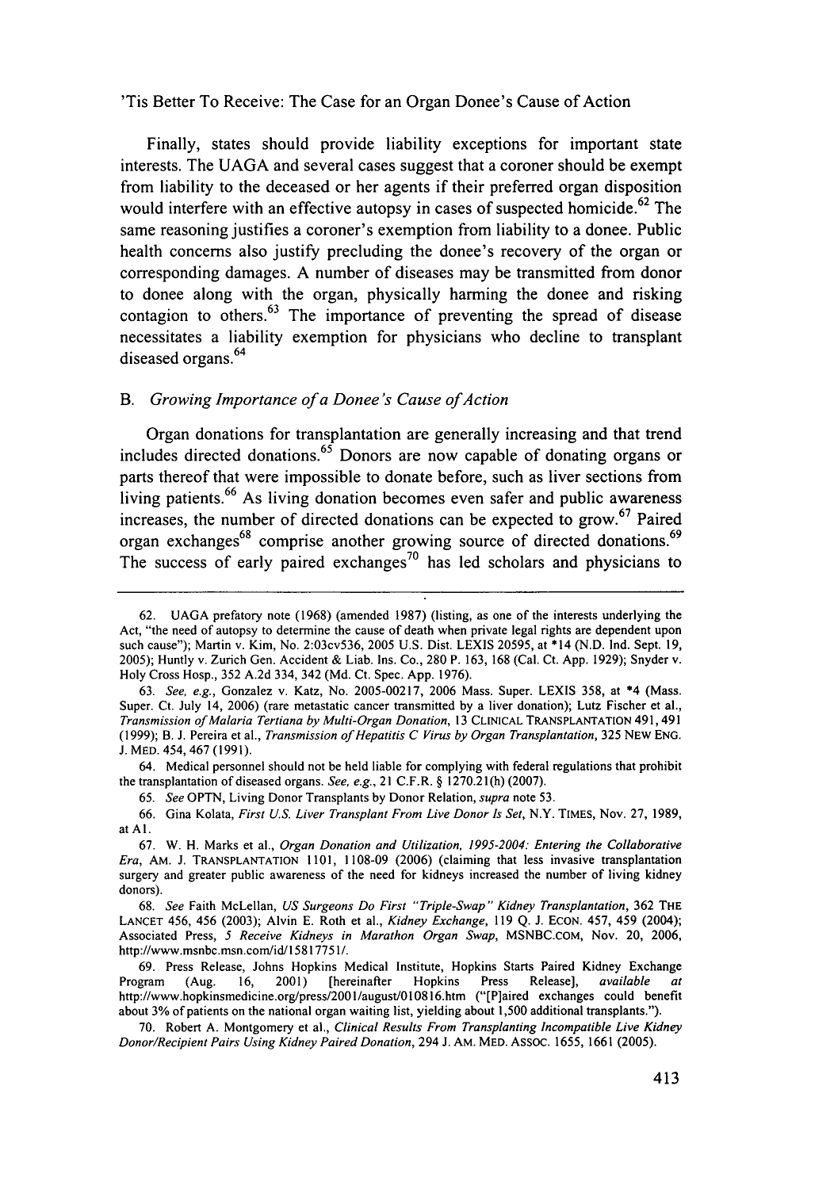Finally, states should provide liability exceptions for important state interests. The UAGA and several cases suggest that a coroner should be exempt from liability to the deceased or her agents if their preferred organ disposition would interfere with an effective autopsy in cases of suspected homicide.[62] The same reasoning justifies a coroner's exemption from liability to a donee. Public health concerns also justify precluding the donee's recovery of the organ or corresponding damages. A number of diseases may be transmitted from donor to donee along with the organ, physically harming the donee and risking contagion to others.[63] The importance of preventing the spread of disease necessitates a liability exemption for physicians who decline to transplant diseased organs.[64]

## B. *Growing Importance of a Donee's Cause of Action*

Organ donations for transplantation are generally increasing and that trend includes directed donations.[65] Donors are now capable of donating organs or parts thereof that were impossible to donate before, such as liver sections from living patients.[66] As living donation becomes even safer and public awareness increases, the number of directed donations can be expected to grow.[67] Paired organ exchanges[68] comprise another growing source of directed donations.[69] The success of early paired exchanges[70] has led scholars and physicians to

---

62. UAGA prefatory note (1968) (amended 1987) (listing, as one of the interests underlying the Act, "the need of autopsy to determine the cause of death when private legal rights are dependent upon such cause"); Martin v. Kim, No. 2:03cv536, 2005 U.S. Dist. LEXIS 20595, at *14 (N.D. Ind. Sept. 19, 2005); Huntly v. Zurich Gen. Accident & Liab. Ins. Co., 280 P. 163, 168 (Cal. Ct. App. 1929); Snyder v. Holy Cross Hosp., 352 A.2d 334, 342 (Md. Ct. Spec. App. 1976).

63. *See, e.g.*, Gonzalez v. Katz, No. 2005-00217, 2006 Mass. Super. LEXIS 358, at *4 (Mass. Super. Ct. July 14, 2006) (rare metastatic cancer transmitted by a liver donation); Lutz Fischer et al., *Transmission of Malaria Tertiana by Multi-Organ Donation*, 13 CLINICAL TRANSPLANTATION 491, 491 (1999); B. J. Pereira et al., *Transmission of Hepatitis C Virus by Organ Transplantation*, 325 NEW ENG. J. MED. 454, 467 (1991).

64. Medical personnel should not be held liable for complying with federal regulations that prohibit the transplantation of diseased organs. *See, e.g.*, 21 C.F.R. § 1270.21(h) (2007).

65. *See* OPTN, Living Donor Transplants by Donor Relation, *supra* note 53.

66. Gina Kolata, *First U.S. Liver Transplant From Live Donor Is Set*, N.Y. TIMES, Nov. 27, 1989, at A1.

67. W. H. Marks et al., *Organ Donation and Utilization, 1995-2004: Entering the Collaborative Era*, AM. J. TRANSPLANTATION 1101, 1108-09 (2006) (claiming that less invasive transplantation surgery and greater public awareness of the need for kidneys increased the number of living kidney donors).

68. *See* Faith McLellan, *US Surgeons Do First "Triple-Swap" Kidney Transplantation*, 362 THE LANCET 456, 456 (2003); Alvin E. Roth et al., *Kidney Exchange*, 119 Q. J. ECON. 457, 459 (2004); Associated Press, *5 Receive Kidneys in Marathon Organ Swap*, MSNBC.COM, Nov. 20, 2006, http://www.msnbc.msn.com/id/15817751/.

69. Press Release, Johns Hopkins Medical Institute, Hopkins Starts Paired Kidney Exchange Program (Aug. 16, 2001) [hereinafter Hopkins Press Release], *available at* http://www.hopkinsmedicine.org/press/2001/august/010816.htm ("[P]aired exchanges could benefit about 3% of patients on the national organ waiting list, yielding about 1,500 additional transplants.").

70. Robert A. Montgomery et al., *Clinical Results From Transplanting Incompatible Live Kidney Donor/Recipient Pairs Using Kidney Paired Donation*, 294 J. AM. MED. ASSOC. 1655, 1661 (2005).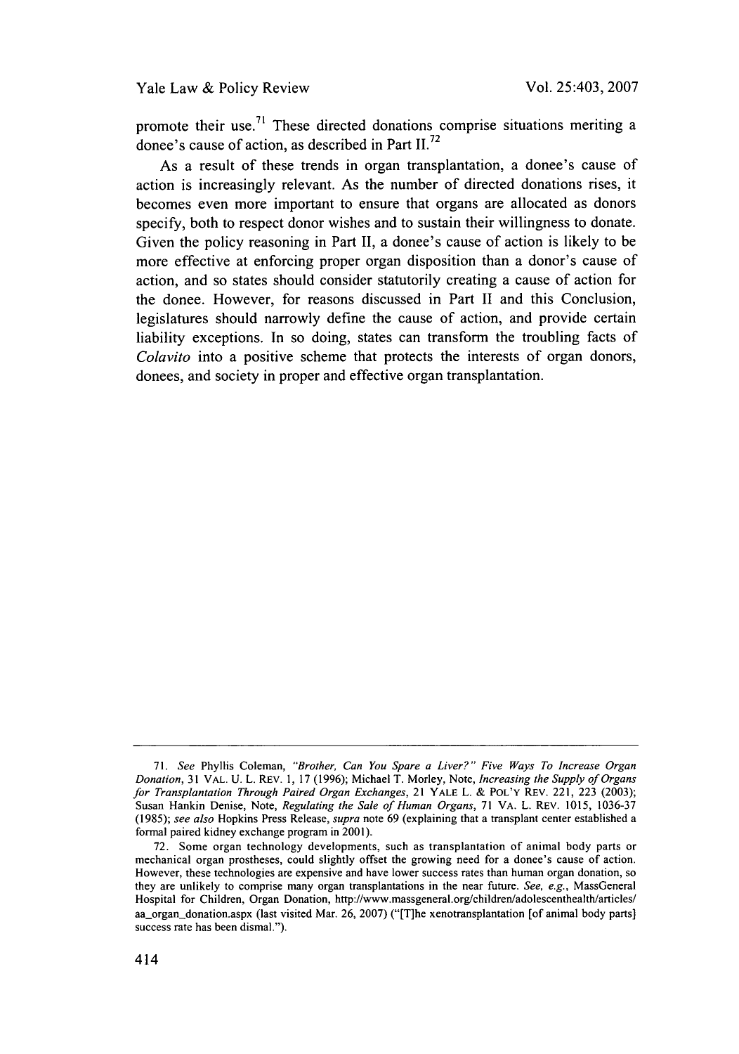promote their use.[71] These directed donations comprise situations meriting a donee's cause of action, as described in Part II.[72]

As a result of these trends in organ transplantation, a donee's cause of action is increasingly relevant. As the number of directed donations rises, it becomes even more important to ensure that organs are allocated as donors specify, both to respect donor wishes and to sustain their willingness to donate. Given the policy reasoning in Part II, a donee's cause of action is likely to be more effective at enforcing proper organ disposition than a donor's cause of action, and so states should consider statutorily creating a cause of action for the donee. However, for reasons discussed in Part II and this Conclusion, legislatures should narrowly define the cause of action, and provide certain liability exceptions. In so doing, states can transform the troubling facts of *Colavito* into a positive scheme that protects the interests of organ donors, donees, and society in proper and effective organ transplantation.

---

71. *See* Phyllis Coleman, *"Brother, Can You Spare a Liver?" Five Ways To Increase Organ Donation*, 31 VAL. U. L. REV. 1, 17 (1996); Michael T. Morley, Note, *Increasing the Supply of Organs for Transplantation Through Paired Organ Exchanges*, 21 YALE L. & POL'Y REV. 221, 223 (2003); Susan Hankin Denise, Note, *Regulating the Sale of Human Organs*, 71 VA. L. REV. 1015, 1036-37 (1985); *see also* Hopkins Press Release, *supra* note 69 (explaining that a transplant center established a formal paired kidney exchange program in 2001).

72. Some organ technology developments, such as transplantation of animal body parts or mechanical organ prostheses, could slightly offset the growing need for a donee's cause of action. However, these technologies are expensive and have lower success rates than human organ donation, so they are unlikely to comprise many organ transplantations in the near future. *See, e.g.*, MassGeneral Hospital for Children, Organ Donation, http://www.massgeneral.org/children/adolescenthealth/articles/aa_organ_donation.aspx (last visited Mar. 26, 2007) ("[T]he xenotransplantation [of animal body parts] success rate has been dismal.").